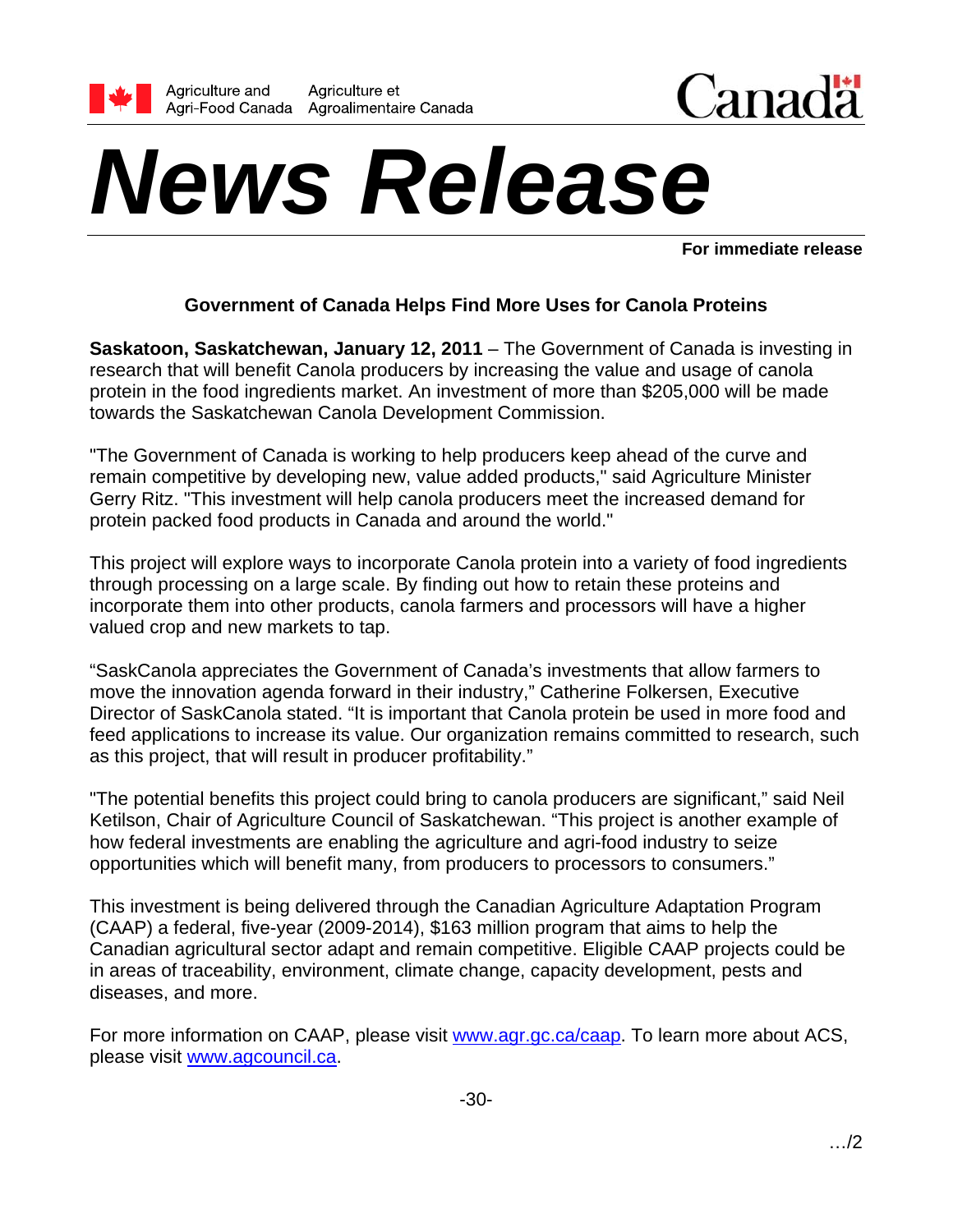Agriculture and Agri-Food Canada | Agriculture et Agroalimentaire Canada

Canada

# News Release

**For immediate release**

## Government of Canada Helps Find More Uses for Canola Proteins

**Saskatoon, Saskatchewan, January 12, 2011** – The Government of Canada is investing in research that will benefit Canola producers by increasing the value and usage of canola protein in the food ingredients market. An investment of more than $205,000 will be made towards the Saskatchewan Canola Development Commission.

"The Government of Canada is working to help producers keep ahead of the curve and remain competitive by developing new, value added products," said Agriculture Minister Gerry Ritz. "This investment will help canola producers meet the increased demand for protein packed food products in Canada and around the world."

This project will explore ways to incorporate Canola protein into a variety of food ingredients through processing on a large scale. By finding out how to retain these proteins and incorporate them into other products, canola farmers and processors will have a higher valued crop and new markets to tap.

"SaskCanola appreciates the Government of Canada's investments that allow farmers to move the innovation agenda forward in their industry," Catherine Folkersen, Executive Director of SaskCanola stated. "It is important that Canola protein be used in more food and feed applications to increase its value. Our organization remains committed to research, such as this project, that will result in producer profitability."

"The potential benefits this project could bring to canola producers are significant," said Neil Ketilson, Chair of Agriculture Council of Saskatchewan. "This project is another example of how federal investments are enabling the agriculture and agri-food industry to seize opportunities which will benefit many, from producers to processors to consumers."

This investment is being delivered through the Canadian Agriculture Adaptation Program (CAAP) a federal, five-year (2009-2014), $163 million program that aims to help the Canadian agricultural sector adapt and remain competitive. Eligible CAAP projects could be in areas of traceability, environment, climate change, capacity development, pests and diseases, and more.

For more information on CAAP, please visit www.agr.gc.ca/caap. To learn more about ACS, please visit www.agcouncil.ca.

-30-

…/2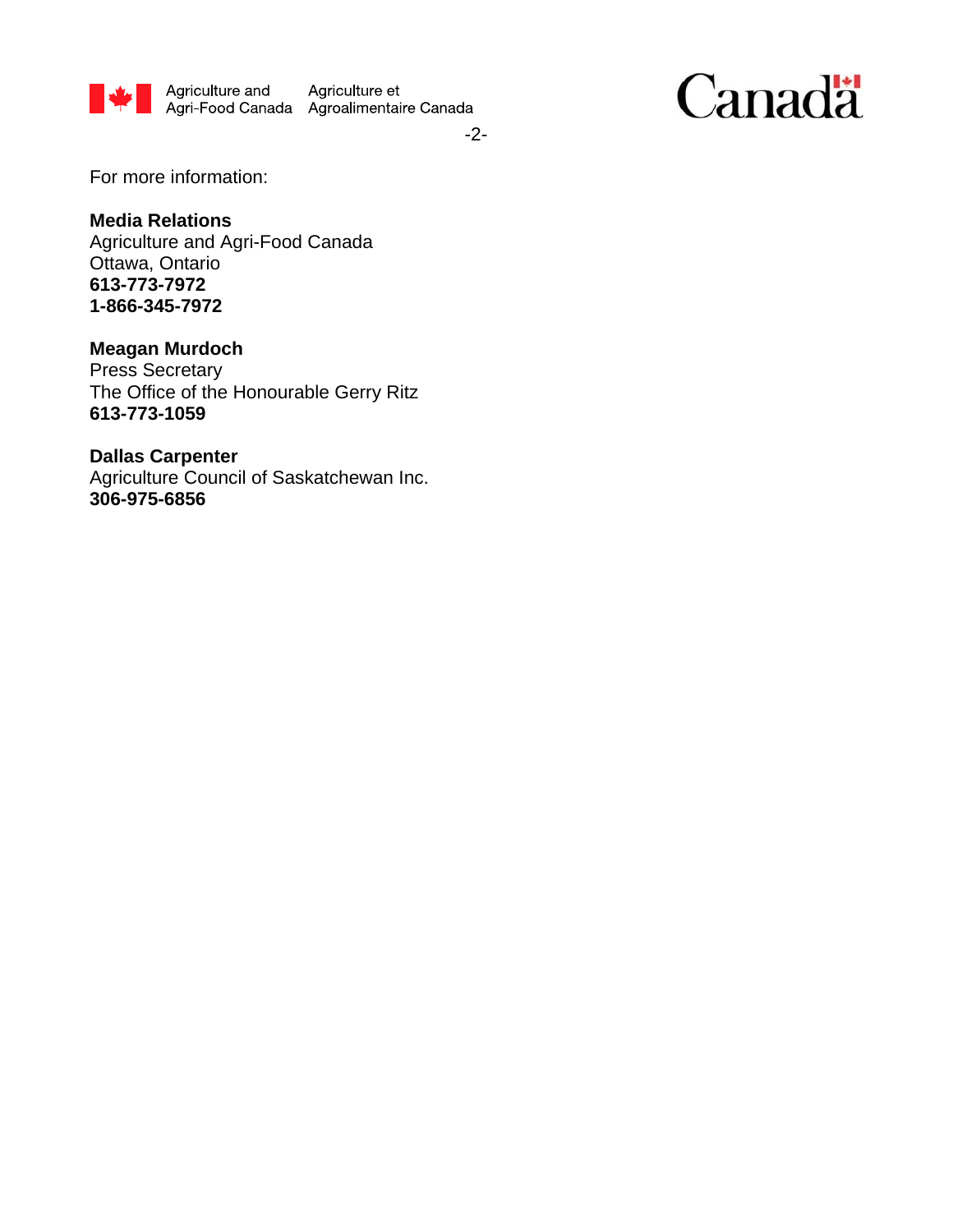For more information:

**Media Relations**
Agriculture and Agri-Food Canada
Ottawa, Ontario
**613-773-7972**
**1-866-345-7972**

**Meagan Murdoch**
Press Secretary
The Office of the Honourable Gerry Ritz
**613-773-1059**

**Dallas Carpenter**
Agriculture Council of Saskatchewan Inc.
**306-975-6856**